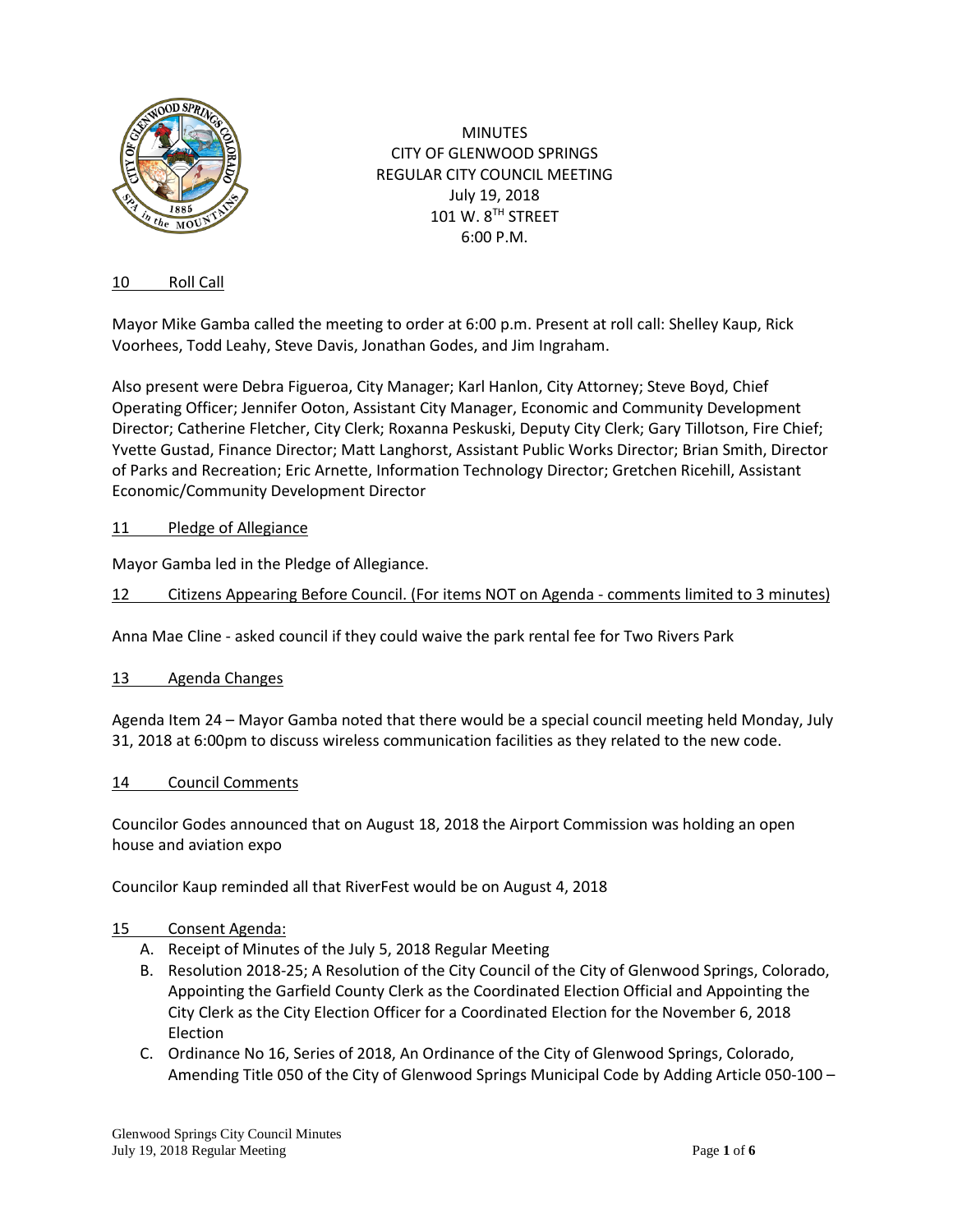MINUTES
CITY OF GLENWOOD SPRINGS
REGULAR CITY COUNCIL MEETING
July 19, 2018
101 W. 8TH STREET
6:00 P.M.

## 10 Roll Call

Mayor Mike Gamba called the meeting to order at 6:00 p.m. Present at roll call: Shelley Kaup, Rick Voorhees, Todd Leahy, Steve Davis, Jonathan Godes, and Jim Ingraham.

Also present were Debra Figueroa, City Manager; Karl Hanlon, City Attorney; Steve Boyd, Chief Operating Officer; Jennifer Ooton, Assistant City Manager, Economic and Community Development Director; Catherine Fletcher, City Clerk; Roxanna Peskuski, Deputy City Clerk; Gary Tillotson, Fire Chief; Yvette Gustad, Finance Director; Matt Langhorst, Assistant Public Works Director; Brian Smith, Director of Parks and Recreation; Eric Arnette, Information Technology Director; Gretchen Ricehill, Assistant Economic/Community Development Director

## 11 Pledge of Allegiance

Mayor Gamba led in the Pledge of Allegiance.

## 12 Citizens Appearing Before Council. (For items NOT on Agenda - comments limited to 3 minutes)

Anna Mae Cline - asked council if they could waive the park rental fee for Two Rivers Park

## 13 Agenda Changes

Agenda Item 24 – Mayor Gamba noted that there would be a special council meeting held Monday, July 31, 2018 at 6:00pm to discuss wireless communication facilities as they related to the new code.

## 14 Council Comments

Councilor Godes announced that on August 18, 2018 the Airport Commission was holding an open house and aviation expo

Councilor Kaup reminded all that RiverFest would be on August 4, 2018

## 15 Consent Agenda:

A. Receipt of Minutes of the July 5, 2018 Regular Meeting
B. Resolution 2018-25; A Resolution of the City Council of the City of Glenwood Springs, Colorado, Appointing the Garfield County Clerk as the Coordinated Election Official and Appointing the City Clerk as the City Election Officer for a Coordinated Election for the November 6, 2018 Election
C. Ordinance No 16, Series of 2018, An Ordinance of the City of Glenwood Springs, Colorado, Amending Title 050 of the City of Glenwood Springs Municipal Code by Adding Article 050-100 –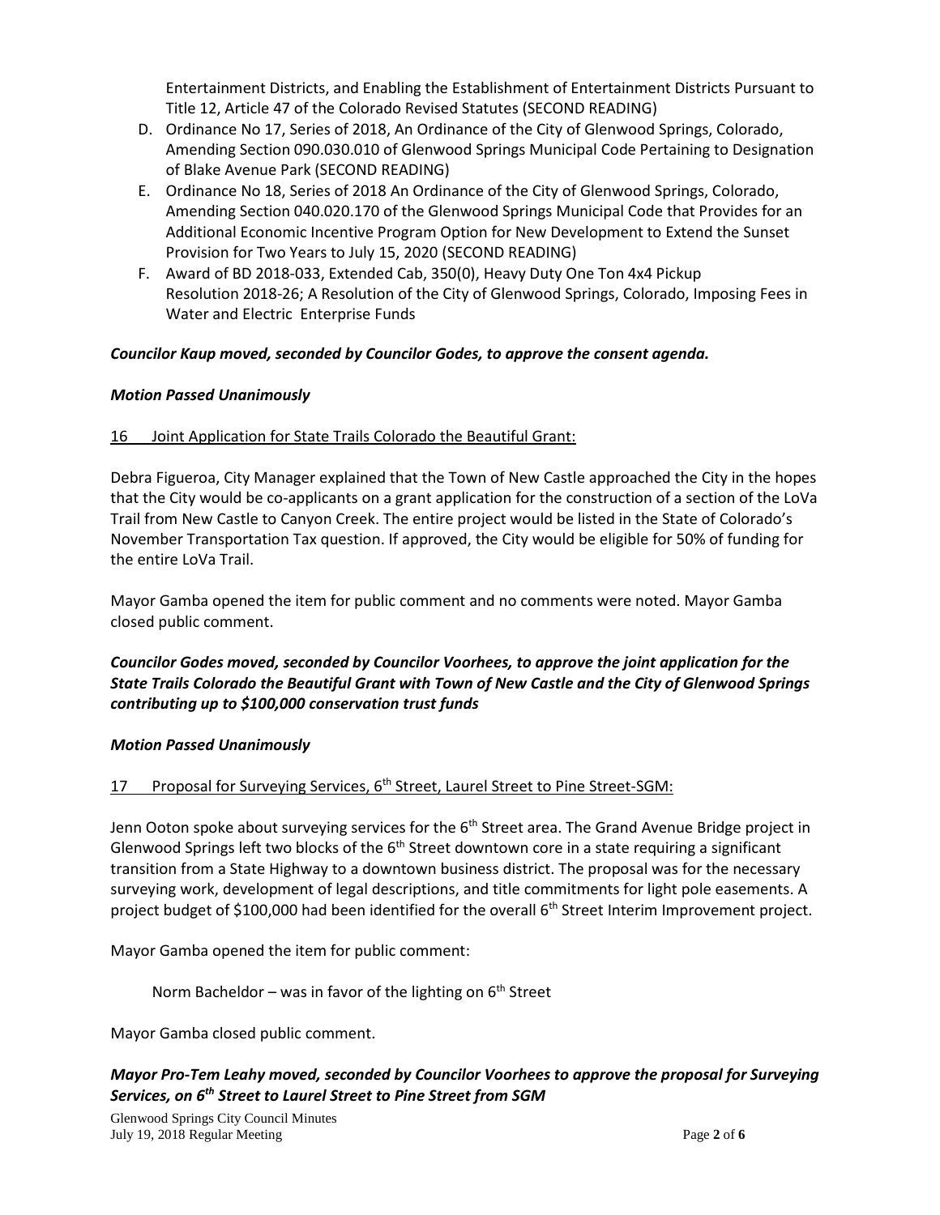Entertainment Districts, and Enabling the Establishment of Entertainment Districts Pursuant to Title 12, Article 47 of the Colorado Revised Statutes (SECOND READING)

D. Ordinance No 17, Series of 2018, An Ordinance of the City of Glenwood Springs, Colorado, Amending Section 090.030.010 of Glenwood Springs Municipal Code Pertaining to Designation of Blake Avenue Park (SECOND READING)
E. Ordinance No 18, Series of 2018 An Ordinance of the City of Glenwood Springs, Colorado, Amending Section 040.020.170 of the Glenwood Springs Municipal Code that Provides for an Additional Economic Incentive Program Option for New Development to Extend the Sunset Provision for Two Years to July 15, 2020 (SECOND READING)
F. Award of BD 2018-033, Extended Cab, 350(0), Heavy Duty One Ton 4x4 Pickup
   Resolution 2018-26; A Resolution of the City of Glenwood Springs, Colorado, Imposing Fees in Water and Electric Enterprise Funds

***Councilor Kaup moved, seconded by Councilor Godes, to approve the consent agenda.***

***Motion Passed Unanimously***

16 Joint Application for State Trails Colorado the Beautiful Grant:

Debra Figueroa, City Manager explained that the Town of New Castle approached the City in the hopes that the City would be co-applicants on a grant application for the construction of a section of the LoVa Trail from New Castle to Canyon Creek. The entire project would be listed in the State of Colorado's November Transportation Tax question. If approved, the City would be eligible for 50% of funding for the entire LoVa Trail.

Mayor Gamba opened the item for public comment and no comments were noted. Mayor Gamba closed public comment.

***Councilor Godes moved, seconded by Councilor Voorhees, to approve the joint application for the State Trails Colorado the Beautiful Grant with Town of New Castle and the City of Glenwood Springs contributing up to $100,000 conservation trust funds***

***Motion Passed Unanimously***

17 Proposal for Surveying Services, 6th Street, Laurel Street to Pine Street-SGM:

Jenn Ooton spoke about surveying services for the 6th Street area. The Grand Avenue Bridge project in Glenwood Springs left two blocks of the 6th Street downtown core in a state requiring a significant transition from a State Highway to a downtown business district. The proposal was for the necessary surveying work, development of legal descriptions, and title commitments for light pole easements. A project budget of $100,000 had been identified for the overall 6th Street Interim Improvement project.

Mayor Gamba opened the item for public comment:

Norm Bacheldor – was in favor of the lighting on 6th Street

Mayor Gamba closed public comment.

***Mayor Pro-Tem Leahy moved, seconded by Councilor Voorhees to approve the proposal for Surveying Services, on 6th Street to Laurel Street to Pine Street from SGM***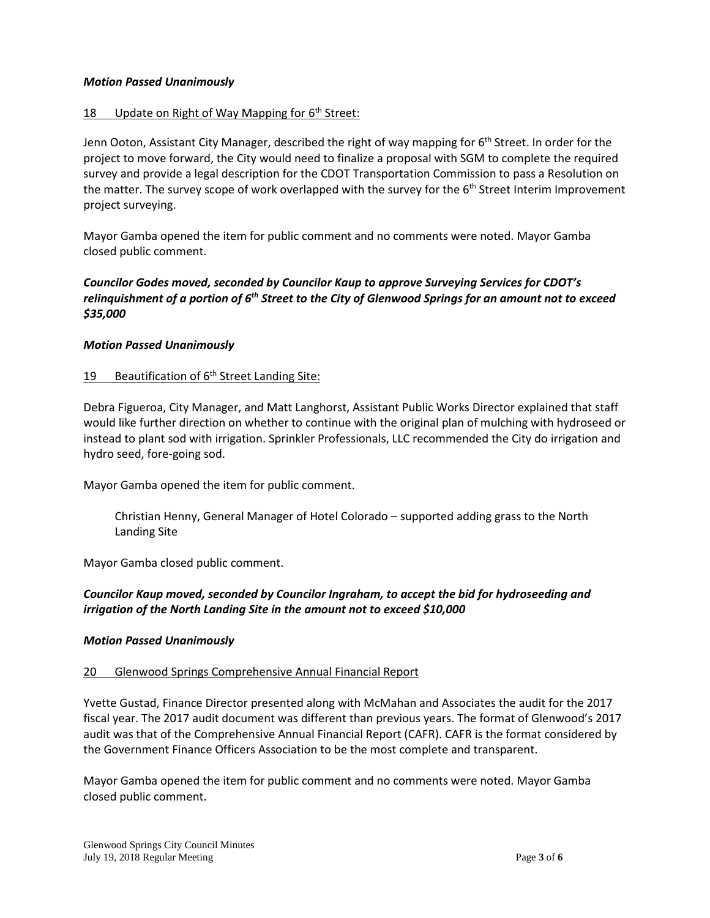***Motion Passed Unanimously***

18 Update on Right of Way Mapping for 6th Street:

Jenn Ooton, Assistant City Manager, described the right of way mapping for 6th Street. In order for the project to move forward, the City would need to finalize a proposal with SGM to complete the required survey and provide a legal description for the CDOT Transportation Commission to pass a Resolution on the matter. The survey scope of work overlapped with the survey for the 6th Street Interim Improvement project surveying.

Mayor Gamba opened the item for public comment and no comments were noted. Mayor Gamba closed public comment.

***Councilor Godes moved, seconded by Councilor Kaup to approve Surveying Services for CDOT's relinquishment of a portion of 6th Street to the City of Glenwood Springs for an amount not to exceed $35,000***

***Motion Passed Unanimously***

19 Beautification of 6th Street Landing Site:

Debra Figueroa, City Manager, and Matt Langhorst, Assistant Public Works Director explained that staff would like further direction on whether to continue with the original plan of mulching with hydroseed or instead to plant sod with irrigation. Sprinkler Professionals, LLC recommended the City do irrigation and hydro seed, fore-going sod.

Mayor Gamba opened the item for public comment.

> Christian Henny, General Manager of Hotel Colorado – supported adding grass to the North Landing Site

Mayor Gamba closed public comment.

***Councilor Kaup moved, seconded by Councilor Ingraham, to accept the bid for hydroseeding and irrigation of the North Landing Site in the amount not to exceed $10,000***

***Motion Passed Unanimously***

20 Glenwood Springs Comprehensive Annual Financial Report

Yvette Gustad, Finance Director presented along with McMahan and Associates the audit for the 2017 fiscal year. The 2017 audit document was different than previous years. The format of Glenwood's 2017 audit was that of the Comprehensive Annual Financial Report (CAFR). CAFR is the format considered by the Government Finance Officers Association to be the most complete and transparent.

Mayor Gamba opened the item for public comment and no comments were noted. Mayor Gamba closed public comment.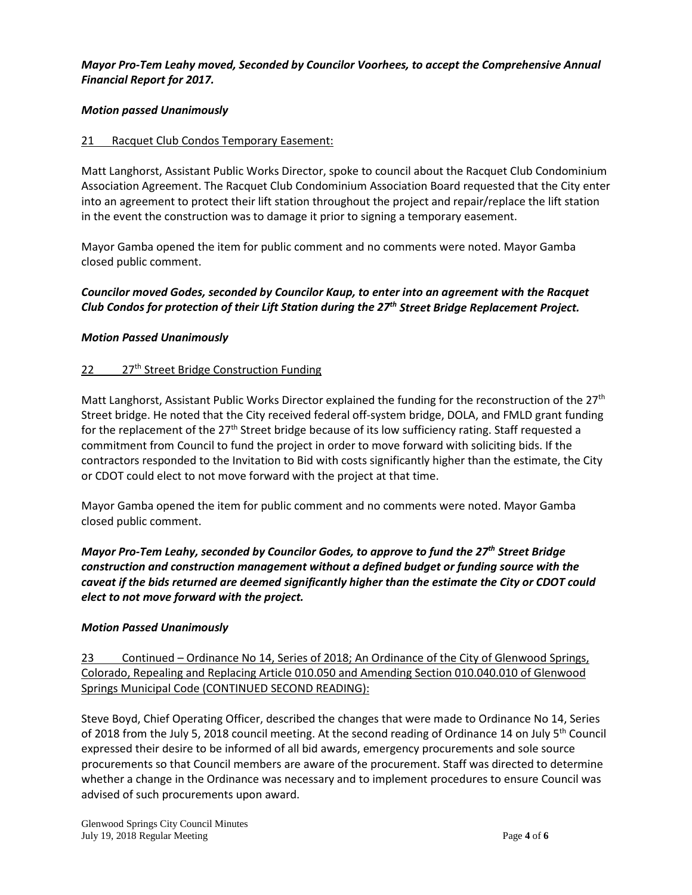***Mayor Pro-Tem Leahy moved, Seconded by Councilor Voorhees, to accept the Comprehensive Annual Financial Report for 2017.***

***Motion passed Unanimously***

21 Racquet Club Condos Temporary Easement:

Matt Langhorst, Assistant Public Works Director, spoke to council about the Racquet Club Condominium Association Agreement. The Racquet Club Condominium Association Board requested that the City enter into an agreement to protect their lift station throughout the project and repair/replace the lift station in the event the construction was to damage it prior to signing a temporary easement.

Mayor Gamba opened the item for public comment and no comments were noted. Mayor Gamba closed public comment.

***Councilor moved Godes, seconded by Councilor Kaup, to enter into an agreement with the Racquet Club Condos for protection of their Lift Station during the 27th Street Bridge Replacement Project.***

***Motion Passed Unanimously***

22 27th Street Bridge Construction Funding

Matt Langhorst, Assistant Public Works Director explained the funding for the reconstruction of the 27th Street bridge. He noted that the City received federal off-system bridge, DOLA, and FMLD grant funding for the replacement of the 27th Street bridge because of its low sufficiency rating. Staff requested a commitment from Council to fund the project in order to move forward with soliciting bids. If the contractors responded to the Invitation to Bid with costs significantly higher than the estimate, the City or CDOT could elect to not move forward with the project at that time.

Mayor Gamba opened the item for public comment and no comments were noted. Mayor Gamba closed public comment.

***Mayor Pro-Tem Leahy, seconded by Councilor Godes, to approve to fund the 27th Street Bridge construction and construction management without a defined budget or funding source with the caveat if the bids returned are deemed significantly higher than the estimate the City or CDOT could elect to not move forward with the project.***

***Motion Passed Unanimously***

23 Continued – Ordinance No 14, Series of 2018; An Ordinance of the City of Glenwood Springs, Colorado, Repealing and Replacing Article 010.050 and Amending Section 010.040.010 of Glenwood Springs Municipal Code (CONTINUED SECOND READING):

Steve Boyd, Chief Operating Officer, described the changes that were made to Ordinance No 14, Series of 2018 from the July 5, 2018 council meeting. At the second reading of Ordinance 14 on July 5th Council expressed their desire to be informed of all bid awards, emergency procurements and sole source procurements so that Council members are aware of the procurement. Staff was directed to determine whether a change in the Ordinance was necessary and to implement procedures to ensure Council was advised of such procurements upon award.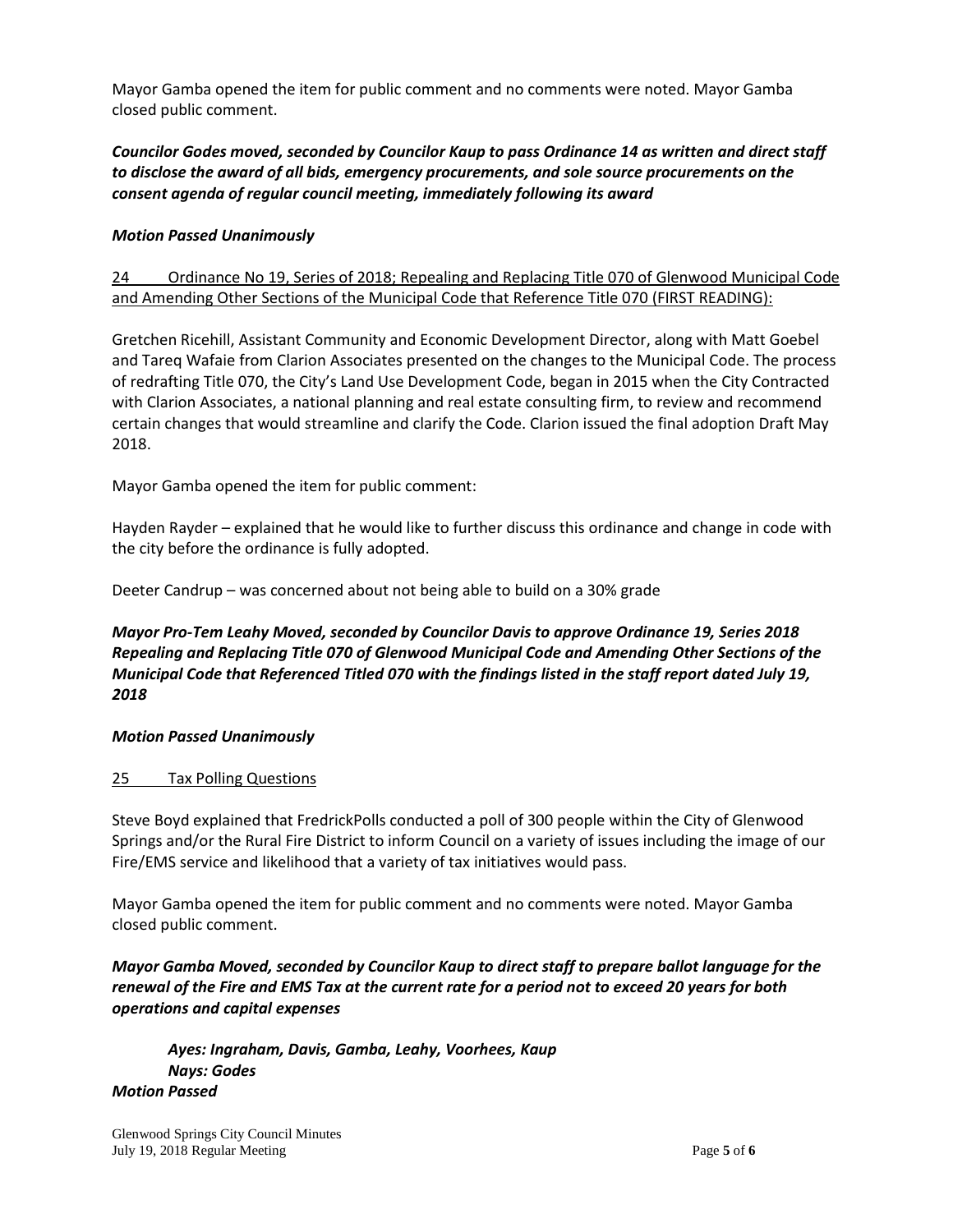Mayor Gamba opened the item for public comment and no comments were noted. Mayor Gamba closed public comment.

***Councilor Godes moved, seconded by Councilor Kaup to pass Ordinance 14 as written and direct staff to disclose the award of all bids, emergency procurements, and sole source procurements on the consent agenda of regular council meeting, immediately following its award***

***Motion Passed Unanimously***

24 Ordinance No 19, Series of 2018; Repealing and Replacing Title 070 of Glenwood Municipal Code and Amending Other Sections of the Municipal Code that Reference Title 070 (FIRST READING):

Gretchen Ricehill, Assistant Community and Economic Development Director, along with Matt Goebel and Tareq Wafaie from Clarion Associates presented on the changes to the Municipal Code. The process of redrafting Title 070, the City's Land Use Development Code, began in 2015 when the City Contracted with Clarion Associates, a national planning and real estate consulting firm, to review and recommend certain changes that would streamline and clarify the Code. Clarion issued the final adoption Draft May 2018.

Mayor Gamba opened the item for public comment:

Hayden Rayder – explained that he would like to further discuss this ordinance and change in code with the city before the ordinance is fully adopted.

Deeter Candrup – was concerned about not being able to build on a 30% grade

***Mayor Pro-Tem Leahy Moved, seconded by Councilor Davis to approve Ordinance 19, Series 2018 Repealing and Replacing Title 070 of Glenwood Municipal Code and Amending Other Sections of the Municipal Code that Referenced Titled 070 with the findings listed in the staff report dated July 19, 2018***

***Motion Passed Unanimously***

25 Tax Polling Questions

Steve Boyd explained that FredrickPolls conducted a poll of 300 people within the City of Glenwood Springs and/or the Rural Fire District to inform Council on a variety of issues including the image of our Fire/EMS service and likelihood that a variety of tax initiatives would pass.

Mayor Gamba opened the item for public comment and no comments were noted. Mayor Gamba closed public comment.

***Mayor Gamba Moved, seconded by Councilor Kaup to direct staff to prepare ballot language for the renewal of the Fire and EMS Tax at the current rate for a period not to exceed 20 years for both operations and capital expenses***

***Ayes: Ingraham, Davis, Gamba, Leahy, Voorhees, Kaup***
***Nays: Godes***
***Motion Passed***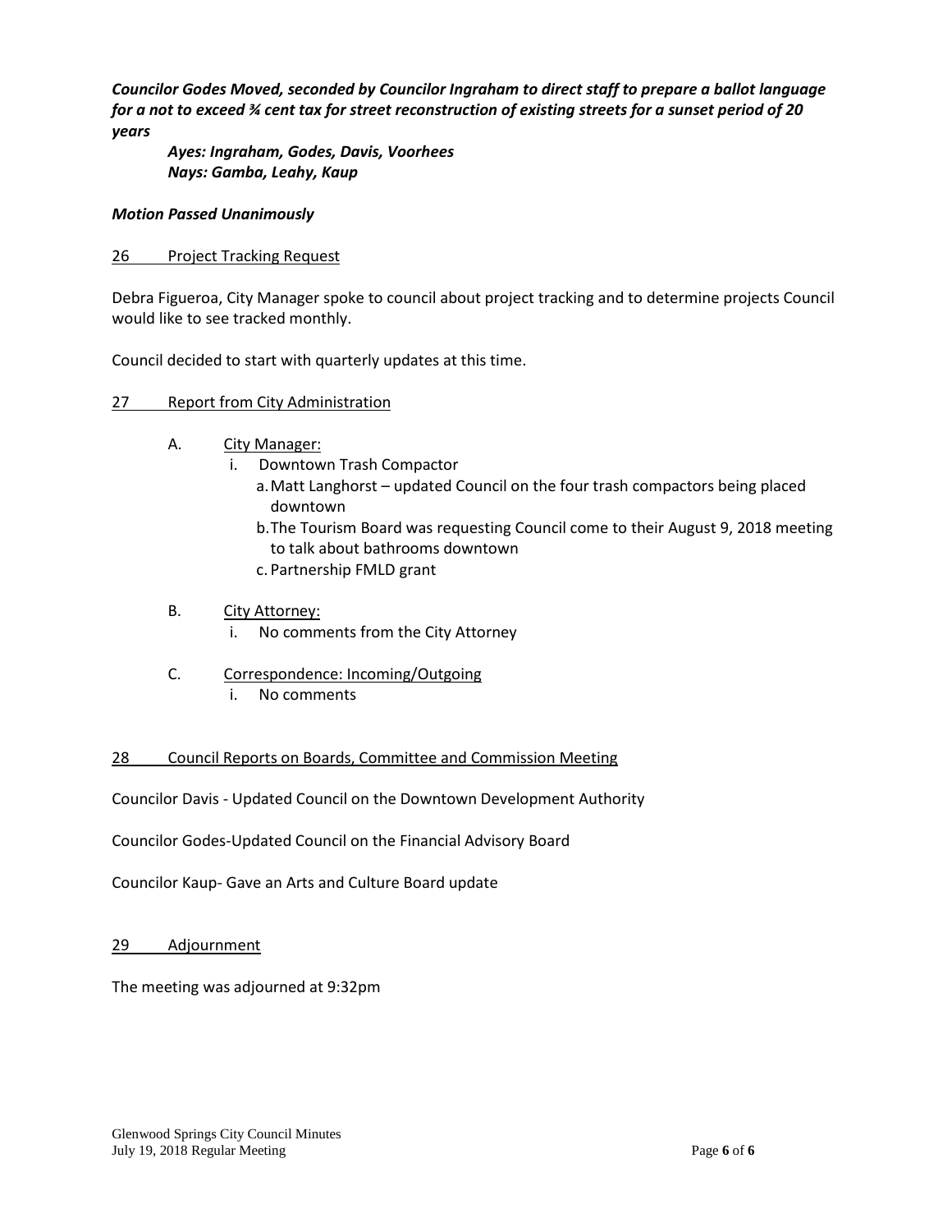***Councilor Godes Moved, seconded by Councilor Ingraham to direct staff to prepare a ballot language for a not to exceed ¾ cent tax for street reconstruction of existing streets for a sunset period of 20 years***

> ***Ayes: Ingraham, Godes, Davis, Voorhees***
> ***Nays: Gamba, Leahy, Kaup***

***Motion Passed Unanimously***

<u>26 Project Tracking Request</u>

Debra Figueroa, City Manager spoke to council about project tracking and to determine projects Council would like to see tracked monthly.

Council decided to start with quarterly updates at this time.

<u>27 Report from City Administration</u>

A. <u>City Manager:</u>
   i. Downtown Trash Compactor
      a. Matt Langhorst – updated Council on the four trash compactors being placed downtown
      b. The Tourism Board was requesting Council come to their August 9, 2018 meeting to talk about bathrooms downtown
      c. Partnership FMLD grant

B. <u>City Attorney:</u>
   i. No comments from the City Attorney

C. <u>Correspondence: Incoming/Outgoing</u>
   i. No comments

<u>28 Council Reports on Boards, Committee and Commission Meeting</u>

Councilor Davis - Updated Council on the Downtown Development Authority

Councilor Godes-Updated Council on the Financial Advisory Board

Councilor Kaup- Gave an Arts and Culture Board update

<u>29 Adjournment</u>

The meeting was adjourned at 9:32pm